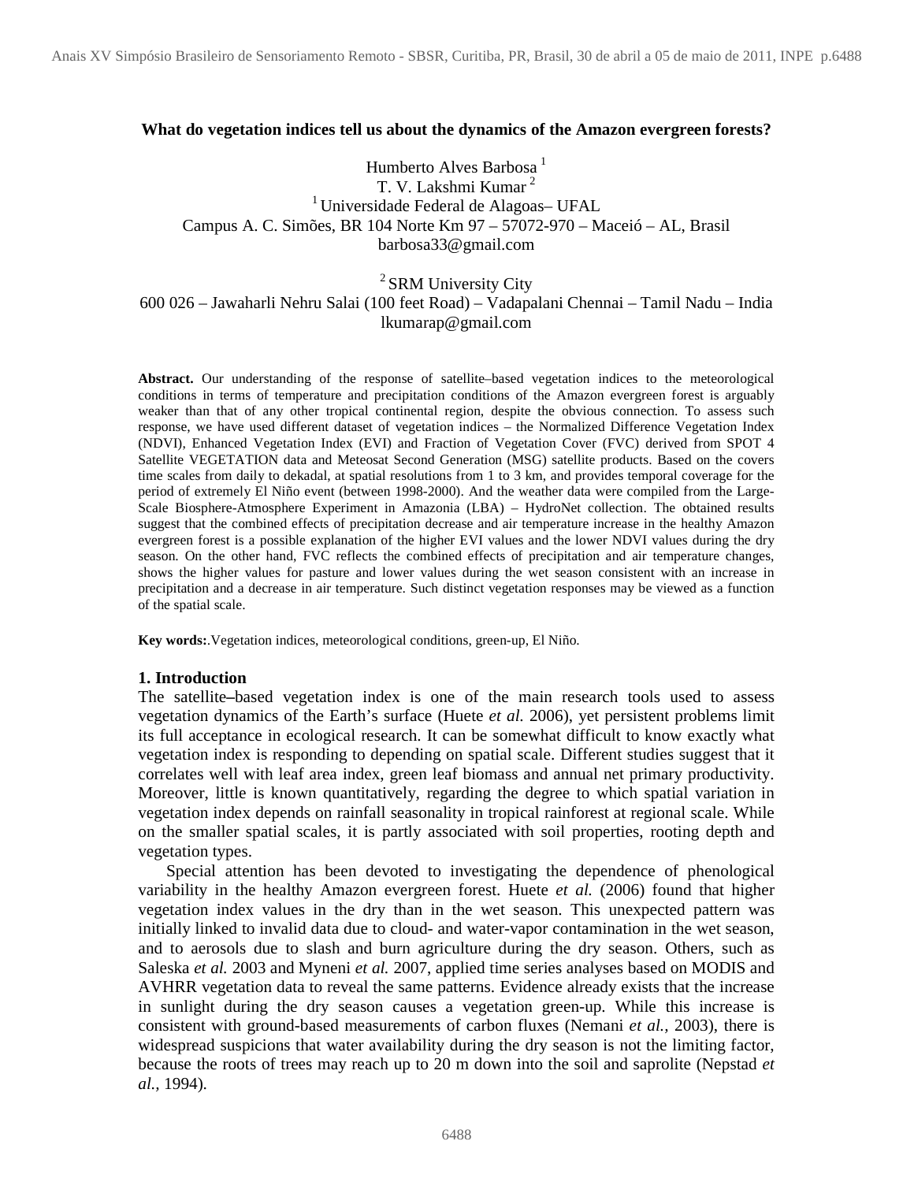# What do vegetation indices tell us about the dynamics of the Amazon evergreen forests?

Humberto Alves Barbosa [1]
T. V. Lakshmi Kumar [2]
[1] Universidade Federal de Alagoas– UFAL
Campus A. C. Simões, BR 104 Norte Km 97 – 57072-970 – Maceió – AL, Brasil
barbosa33@gmail.com

[2] SRM University City
600 026 – Jawaharli Nehru Salai (100 feet Road) – Vadapalani Chennai – Tamil Nadu – India
lkumarap@gmail.com

**Abstract.** Our understanding of the response of satellite–based vegetation indices to the meteorological conditions in terms of temperature and precipitation conditions of the Amazon evergreen forest is arguably weaker than that of any other tropical continental region, despite the obvious connection. To assess such response, we have used different dataset of vegetation indices – the Normalized Difference Vegetation Index (NDVI), Enhanced Vegetation Index (EVI) and Fraction of Vegetation Cover (FVC) derived from SPOT 4 Satellite VEGETATION data and Meteosat Second Generation (MSG) satellite products. Based on the covers time scales from daily to dekadal, at spatial resolutions from 1 to 3 km, and provides temporal coverage for the period of extremely El Niño event (between 1998-2000). And the weather data were compiled from the Large-Scale Biosphere-Atmosphere Experiment in Amazonia (LBA) – HydroNet collection. The obtained results suggest that the combined effects of precipitation decrease and air temperature increase in the healthy Amazon evergreen forest is a possible explanation of the higher EVI values and the lower NDVI values during the dry season. On the other hand, FVC reflects the combined effects of precipitation and air temperature changes, shows the higher values for pasture and lower values during the wet season consistent with an increase in precipitation and a decrease in air temperature. Such distinct vegetation responses may be viewed as a function of the spatial scale.

**Key words:**.Vegetation indices, meteorological conditions, green-up, El Niño.

## 1. Introduction

The satellite–based vegetation index is one of the main research tools used to assess vegetation dynamics of the Earth's surface (Huete *et al.* 2006), yet persistent problems limit its full acceptance in ecological research. It can be somewhat difficult to know exactly what vegetation index is responding to depending on spatial scale. Different studies suggest that it correlates well with leaf area index, green leaf biomass and annual net primary productivity. Moreover, little is known quantitatively, regarding the degree to which spatial variation in vegetation index depends on rainfall seasonality in tropical rainforest at regional scale. While on the smaller spatial scales, it is partly associated with soil properties, rooting depth and vegetation types.

Special attention has been devoted to investigating the dependence of phenological variability in the healthy Amazon evergreen forest. Huete *et al.* (2006) found that higher vegetation index values in the dry than in the wet season. This unexpected pattern was initially linked to invalid data due to cloud- and water-vapor contamination in the wet season, and to aerosols due to slash and burn agriculture during the dry season. Others, such as Saleska *et al.* 2003 and Myneni *et al.* 2007, applied time series analyses based on MODIS and AVHRR vegetation data to reveal the same patterns. Evidence already exists that the increase in sunlight during the dry season causes a vegetation green-up. While this increase is consistent with ground-based measurements of carbon fluxes (Nemani *et al.*, 2003), there is widespread suspicions that water availability during the dry season is not the limiting factor, because the roots of trees may reach up to 20 m down into the soil and saprolite (Nepstad *et al.*, 1994).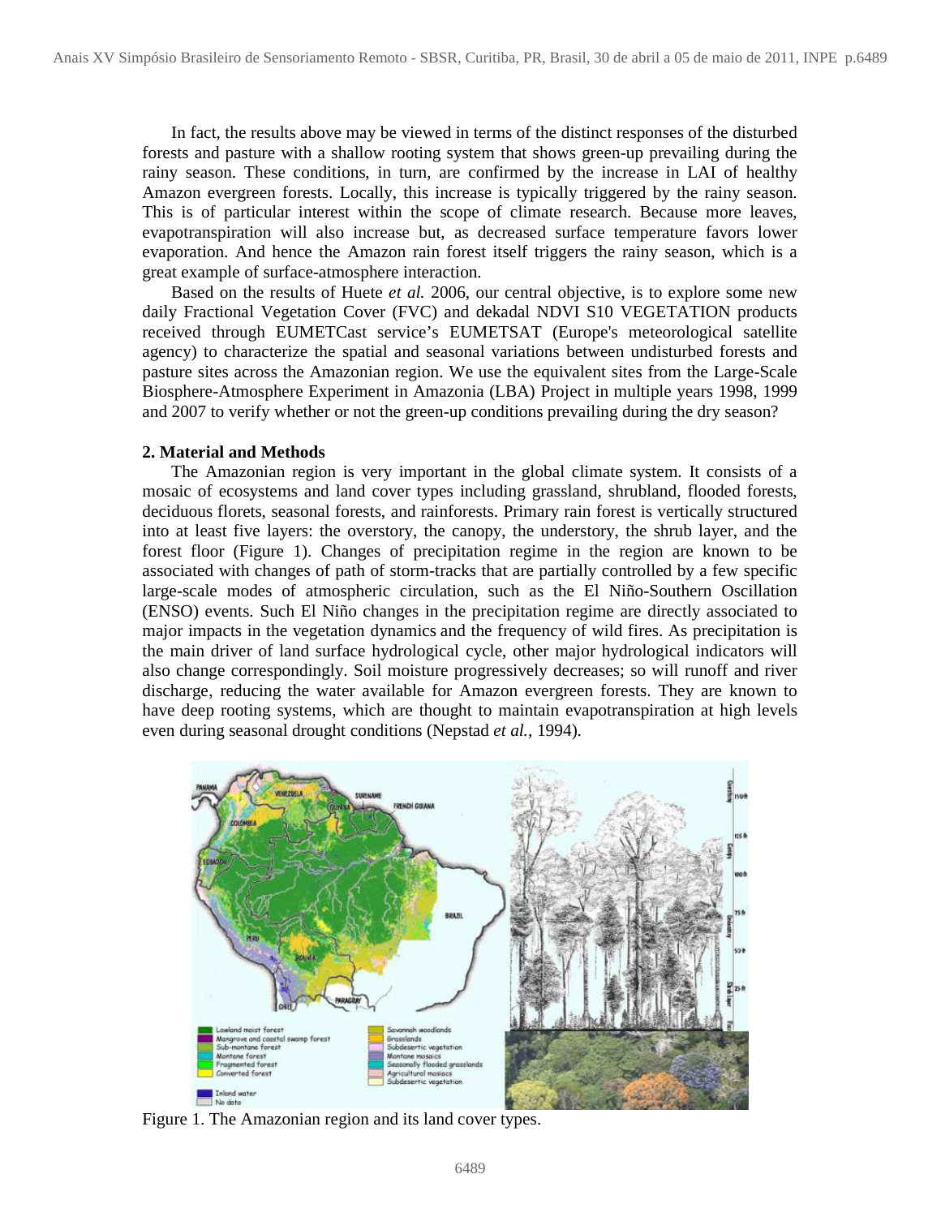In fact, the results above may be viewed in terms of the distinct responses of the disturbed forests and pasture with a shallow rooting system that shows green-up prevailing during the rainy season. These conditions, in turn, are confirmed by the increase in LAI of healthy Amazon evergreen forests. Locally, this increase is typically triggered by the rainy season. This is of particular interest within the scope of climate research. Because more leaves, evapotranspiration will also increase but, as decreased surface temperature favors lower evaporation. And hence the Amazon rain forest itself triggers the rainy season, which is a great example of surface-atmosphere interaction.

Based on the results of Huete *et al.* 2006, our central objective, is to explore some new daily Fractional Vegetation Cover (FVC) and dekadal NDVI S10 VEGETATION products received through EUMETCast service's EUMETSAT (Europe's meteorological satellite agency) to characterize the spatial and seasonal variations between undisturbed forests and pasture sites across the Amazonian region. We use the equivalent sites from the Large-Scale Biosphere-Atmosphere Experiment in Amazonia (LBA) Project in multiple years 1998, 1999 and 2007 to verify whether or not the green-up conditions prevailing during the dry season?

## 2. Material and Methods

The Amazonian region is very important in the global climate system. It consists of a mosaic of ecosystems and land cover types including grassland, shrubland, flooded forests, deciduous florets, seasonal forests, and rainforests. Primary rain forest is vertically structured into at least five layers: the overstory, the canopy, the understory, the shrub layer, and the forest floor (Figure 1). Changes of precipitation regime in the region are known to be associated with changes of path of storm-tracks that are partially controlled by a few specific large-scale modes of atmospheric circulation, such as the El Niño-Southern Oscillation (ENSO) events. Such El Niño changes in the precipitation regime are directly associated to major impacts in the vegetation dynamics and the frequency of wild fires. As precipitation is the main driver of land surface hydrological cycle, other major hydrological indicators will also change correspondingly. Soil moisture progressively decreases; so will runoff and river discharge, reducing the water available for Amazon evergreen forests. They are known to have deep rooting systems, which are thought to maintain evapotranspiration at high levels even during seasonal drought conditions (Nepstad *et al.*, 1994).

Figure 1. The Amazonian region and its land cover types.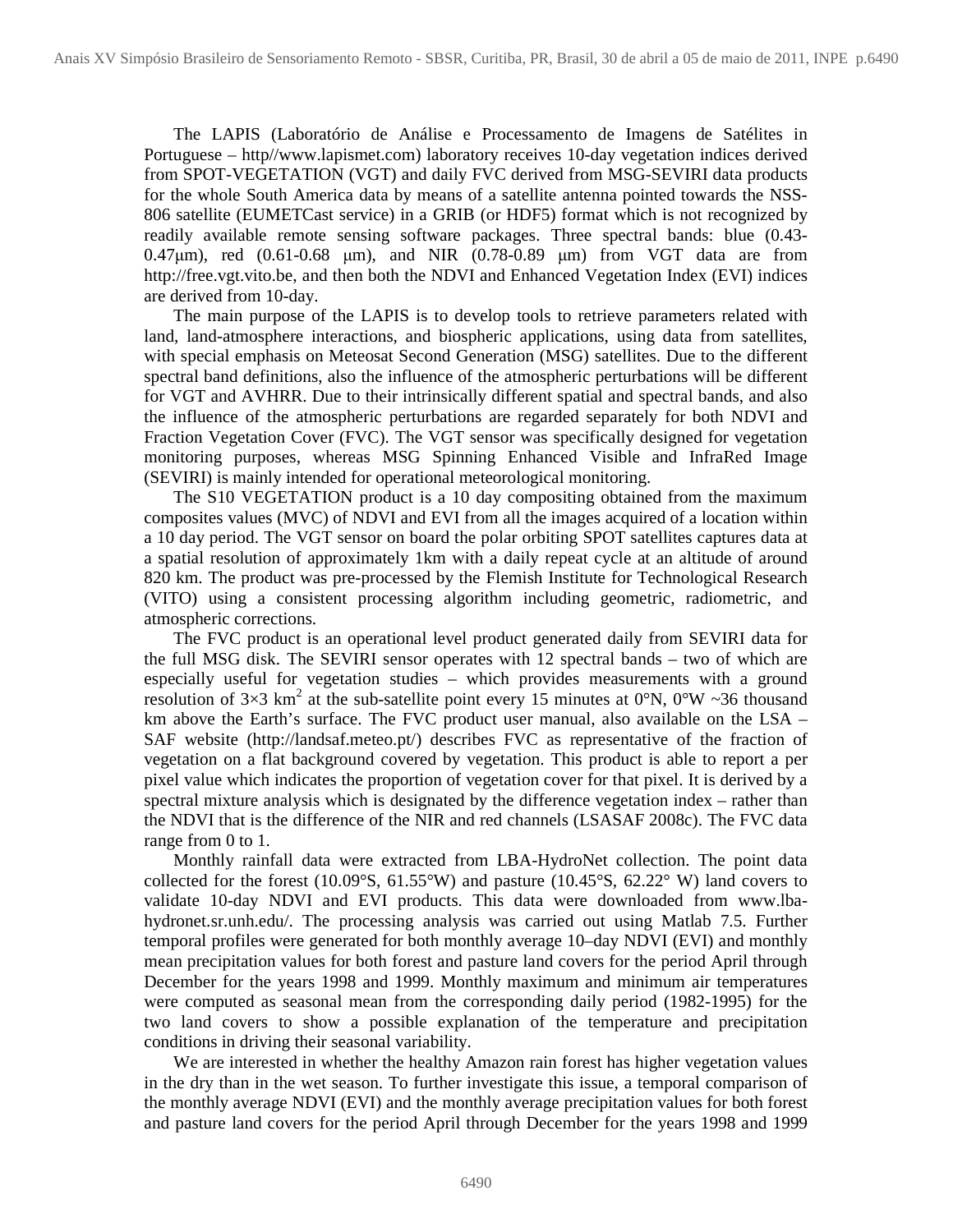The LAPIS (Laboratório de Análise e Processamento de Imagens de Satélites in Portuguese – http//www.lapismet.com) laboratory receives 10-day vegetation indices derived from SPOT-VEGETATION (VGT) and daily FVC derived from MSG-SEVIRI data products for the whole South America data by means of a satellite antenna pointed towards the NSS-806 satellite (EUMETCast service) in a GRIB (or HDF5) format which is not recognized by readily available remote sensing software packages. Three spectral bands: blue (0.43-0.47μm), red (0.61-0.68 μm), and NIR (0.78-0.89 μm) from VGT data are from http://free.vgt.vito.be, and then both the NDVI and Enhanced Vegetation Index (EVI) indices are derived from 10-day.

The main purpose of the LAPIS is to develop tools to retrieve parameters related with land, land-atmosphere interactions, and biospheric applications, using data from satellites, with special emphasis on Meteosat Second Generation (MSG) satellites. Due to the different spectral band definitions, also the influence of the atmospheric perturbations will be different for VGT and AVHRR. Due to their intrinsically different spatial and spectral bands, and also the influence of the atmospheric perturbations are regarded separately for both NDVI and Fraction Vegetation Cover (FVC). The VGT sensor was specifically designed for vegetation monitoring purposes, whereas MSG Spinning Enhanced Visible and InfraRed Image (SEVIRI) is mainly intended for operational meteorological monitoring.

The S10 VEGETATION product is a 10 day compositing obtained from the maximum composites values (MVC) of NDVI and EVI from all the images acquired of a location within a 10 day period. The VGT sensor on board the polar orbiting SPOT satellites captures data at a spatial resolution of approximately 1km with a daily repeat cycle at an altitude of around 820 km. The product was pre-processed by the Flemish Institute for Technological Research (VITO) using a consistent processing algorithm including geometric, radiometric, and atmospheric corrections.

The FVC product is an operational level product generated daily from SEVIRI data for the full MSG disk. The SEVIRI sensor operates with 12 spectral bands – two of which are especially useful for vegetation studies – which provides measurements with a ground resolution of 3×3 $km^2$ at the sub-satellite point every 15 minutes at 0°N, 0°W ~36 thousand km above the Earth's surface. The FVC product user manual, also available on the LSA – SAF website (http://landsaf.meteo.pt/) describes FVC as representative of the fraction of vegetation on a flat background covered by vegetation. This product is able to report a per pixel value which indicates the proportion of vegetation cover for that pixel. It is derived by a spectral mixture analysis which is designated by the difference vegetation index – rather than the NDVI that is the difference of the NIR and red channels (LSASAF 2008c). The FVC data range from 0 to 1.

Monthly rainfall data were extracted from LBA-HydroNet collection. The point data collected for the forest (10.09°S, 61.55°W) and pasture (10.45°S, 62.22° W) land covers to validate 10-day NDVI and EVI products. This data were downloaded from www.lba-hydronet.sr.unh.edu/. The processing analysis was carried out using Matlab 7.5. Further temporal profiles were generated for both monthly average 10–day NDVI (EVI) and monthly mean precipitation values for both forest and pasture land covers for the period April through December for the years 1998 and 1999. Monthly maximum and minimum air temperatures were computed as seasonal mean from the corresponding daily period (1982-1995) for the two land covers to show a possible explanation of the temperature and precipitation conditions in driving their seasonal variability.

We are interested in whether the healthy Amazon rain forest has higher vegetation values in the dry than in the wet season. To further investigate this issue, a temporal comparison of the monthly average NDVI (EVI) and the monthly average precipitation values for both forest and pasture land covers for the period April through December for the years 1998 and 1999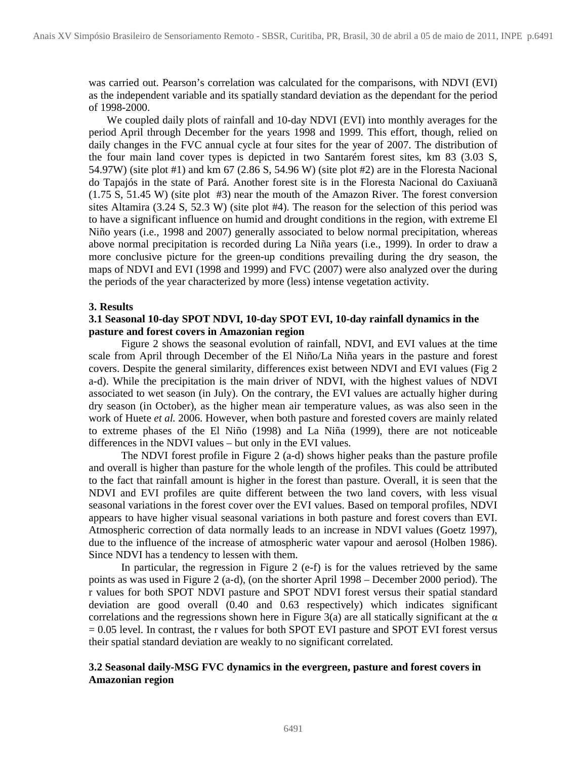was carried out. Pearson's correlation was calculated for the comparisons, with NDVI (EVI) as the independent variable and its spatially standard deviation as the dependant for the period of 1998-2000.

We coupled daily plots of rainfall and 10-day NDVI (EVI) into monthly averages for the period April through December for the years 1998 and 1999. This effort, though, relied on daily changes in the FVC annual cycle at four sites for the year of 2007. The distribution of the four main land cover types is depicted in two Santarém forest sites, km 83 (3.03 S, 54.97W) (site plot #1) and km 67 (2.86 S, 54.96 W) (site plot #2) are in the Floresta Nacional do Tapajós in the state of Pará. Another forest site is in the Floresta Nacional do Caxiuanã (1.75 S, 51.45 W) (site plot #3) near the mouth of the Amazon River. The forest conversion sites Altamira (3.24 S, 52.3 W) (site plot #4). The reason for the selection of this period was to have a significant influence on humid and drought conditions in the region, with extreme El Niño years (i.e., 1998 and 2007) generally associated to below normal precipitation, whereas above normal precipitation is recorded during La Niña years (i.e., 1999). In order to draw a more conclusive picture for the green-up conditions prevailing during the dry season, the maps of NDVI and EVI (1998 and 1999) and FVC (2007) were also analyzed over the during the periods of the year characterized by more (less) intense vegetation activity.

## 3. Results

### 3.1 Seasonal 10-day SPOT NDVI, 10-day SPOT EVI, 10-day rainfall dynamics in the pasture and forest covers in Amazonian region

Figure 2 shows the seasonal evolution of rainfall, NDVI, and EVI values at the time scale from April through December of the El Niño/La Niña years in the pasture and forest covers. Despite the general similarity, differences exist between NDVI and EVI values (Fig 2 a-d). While the precipitation is the main driver of NDVI, with the highest values of NDVI associated to wet season (in July). On the contrary, the EVI values are actually higher during dry season (in October), as the higher mean air temperature values, as was also seen in the work of Huete *et al.* 2006. However, when both pasture and forested covers are mainly related to extreme phases of the El Niño (1998) and La Niña (1999), there are not noticeable differences in the NDVI values – but only in the EVI values.

The NDVI forest profile in Figure 2 (a-d) shows higher peaks than the pasture profile and overall is higher than pasture for the whole length of the profiles. This could be attributed to the fact that rainfall amount is higher in the forest than pasture. Overall, it is seen that the NDVI and EVI profiles are quite different between the two land covers, with less visual seasonal variations in the forest cover over the EVI values. Based on temporal profiles, NDVI appears to have higher visual seasonal variations in both pasture and forest covers than EVI. Atmospheric correction of data normally leads to an increase in NDVI values (Goetz 1997), due to the influence of the increase of atmospheric water vapour and aerosol (Holben 1986). Since NDVI has a tendency to lessen with them.

In particular, the regression in Figure 2 (e-f) is for the values retrieved by the same points as was used in Figure 2 (a-d), (on the shorter April 1998 – December 2000 period). The r values for both SPOT NDVI pasture and SPOT NDVI forest versus their spatial standard deviation are good overall (0.40 and 0.63 respectively) which indicates significant correlations and the regressions shown here in Figure 3(a) are all statically significant at the $\alpha = 0.05$ level. In contrast, the r values for both SPOT EVI pasture and SPOT EVI forest versus their spatial standard deviation are weakly to no significant correlated.

### 3.2 Seasonal daily-MSG FVC dynamics in the evergreen, pasture and forest covers in Amazonian region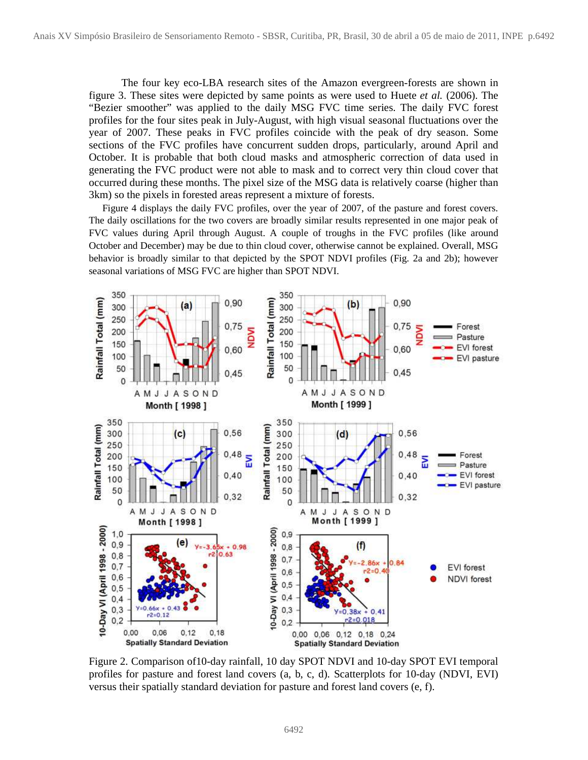The four key eco-LBA research sites of the Amazon evergreen-forests are shown in figure 3. These sites were depicted by same points as were used to Huete *et al.* (2006). The "Bezier smoother" was applied to the daily MSG FVC time series. The daily FVC forest profiles for the four sites peak in July-August, with high visual seasonal fluctuations over the year of 2007. These peaks in FVC profiles coincide with the peak of dry season. Some sections of the FVC profiles have concurrent sudden drops, particularly, around April and October. It is probable that both cloud masks and atmospheric correction of data used in generating the FVC product were not able to mask and to correct very thin cloud cover that occurred during these months. The pixel size of the MSG data is relatively coarse (higher than 3km) so the pixels in forested areas represent a mixture of forests.

Figure 4 displays the daily FVC profiles, over the year of 2007, of the pasture and forest covers. The daily oscillations for the two covers are broadly similar results represented in one major peak of FVC values during April through August. A couple of troughs in the FVC profiles (like around October and December) may be due to thin cloud cover, otherwise cannot be explained. Overall, MSG behavior is broadly similar to that depicted by the SPOT NDVI profiles (Fig. 2a and 2b); however seasonal variations of MSG FVC are higher than SPOT NDVI.

Figure 2. Comparison of10-day rainfall, 10 day SPOT NDVI and 10-day SPOT EVI temporal profiles for pasture and forest land covers (a, b, c, d). Scatterplots for 10-day (NDVI, EVI) versus their spatially standard deviation for pasture and forest land covers (e, f).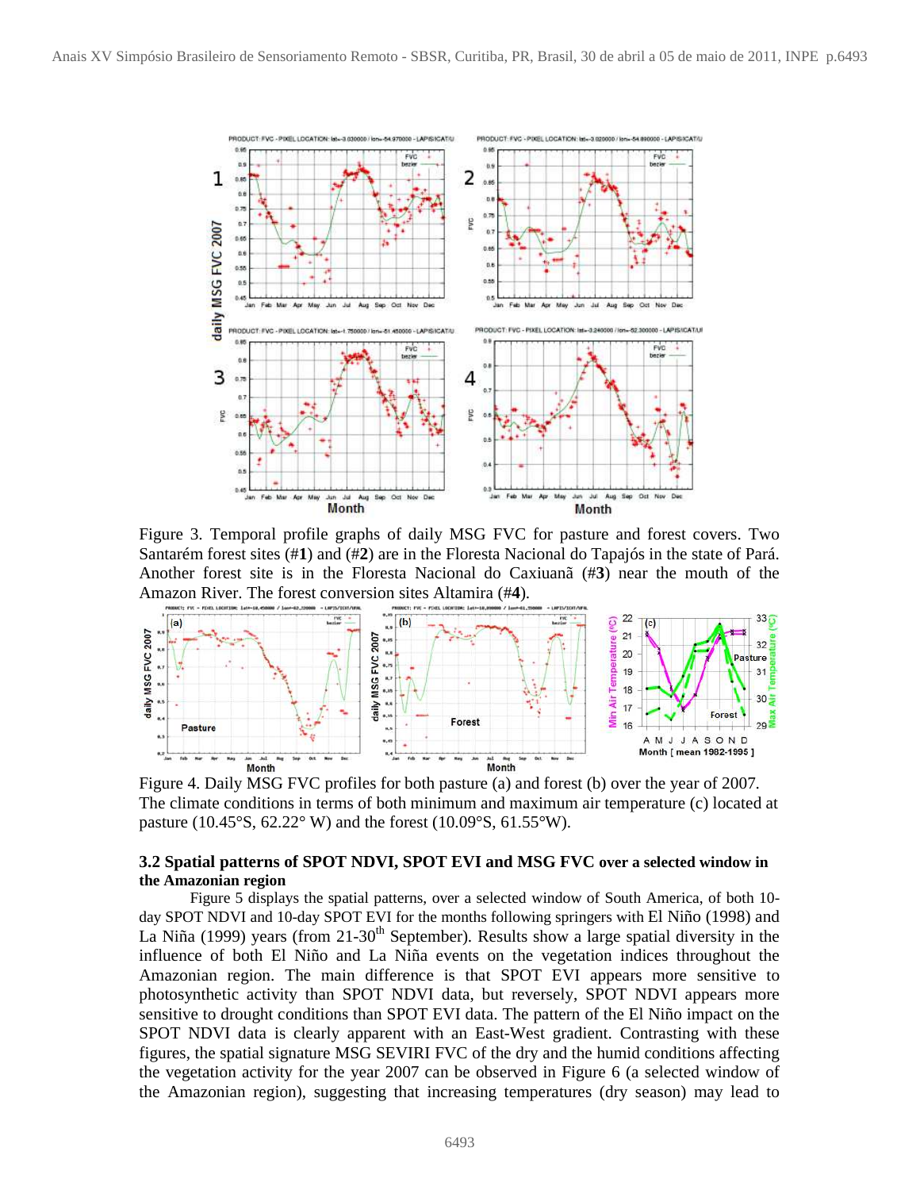Figure 3. Temporal profile graphs of daily MSG FVC for pasture and forest covers. Two Santarém forest sites (#**1**) and (#**2**) are in the Floresta Nacional do Tapajós in the state of Pará. Another forest site is in the Floresta Nacional do Caxiuanã (#**3**) near the mouth of the Amazon River. The forest conversion sites Altamira (#**4**).

Figure 4. Daily MSG FVC profiles for both pasture (a) and forest (b) over the year of 2007. The climate conditions in terms of both minimum and maximum air temperature (c) located at pasture (10.45°S, 62.22° W) and the forest (10.09°S, 61.55°W).

### 3.2 Spatial patterns of SPOT NDVI, SPOT EVI and MSG FVC over a selected window in the Amazonian region

Figure 5 displays the spatial patterns, over a selected window of South America, of both 10-day SPOT NDVI and 10-day SPOT EVI for the months following springers with El Niño (1998) and La Niña (1999) years (from 21-30th September). Results show a large spatial diversity in the influence of both El Niño and La Niña events on the vegetation indices throughout the Amazonian region. The main difference is that SPOT EVI appears more sensitive to photosynthetic activity than SPOT NDVI data, but reversely, SPOT NDVI appears more sensitive to drought conditions than SPOT EVI data. The pattern of the El Niño impact on the SPOT NDVI data is clearly apparent with an East-West gradient. Contrasting with these figures, the spatial signature MSG SEVIRI FVC of the dry and the humid conditions affecting the vegetation activity for the year 2007 can be observed in Figure 6 (a selected window of the Amazonian region), suggesting that increasing temperatures (dry season) may lead to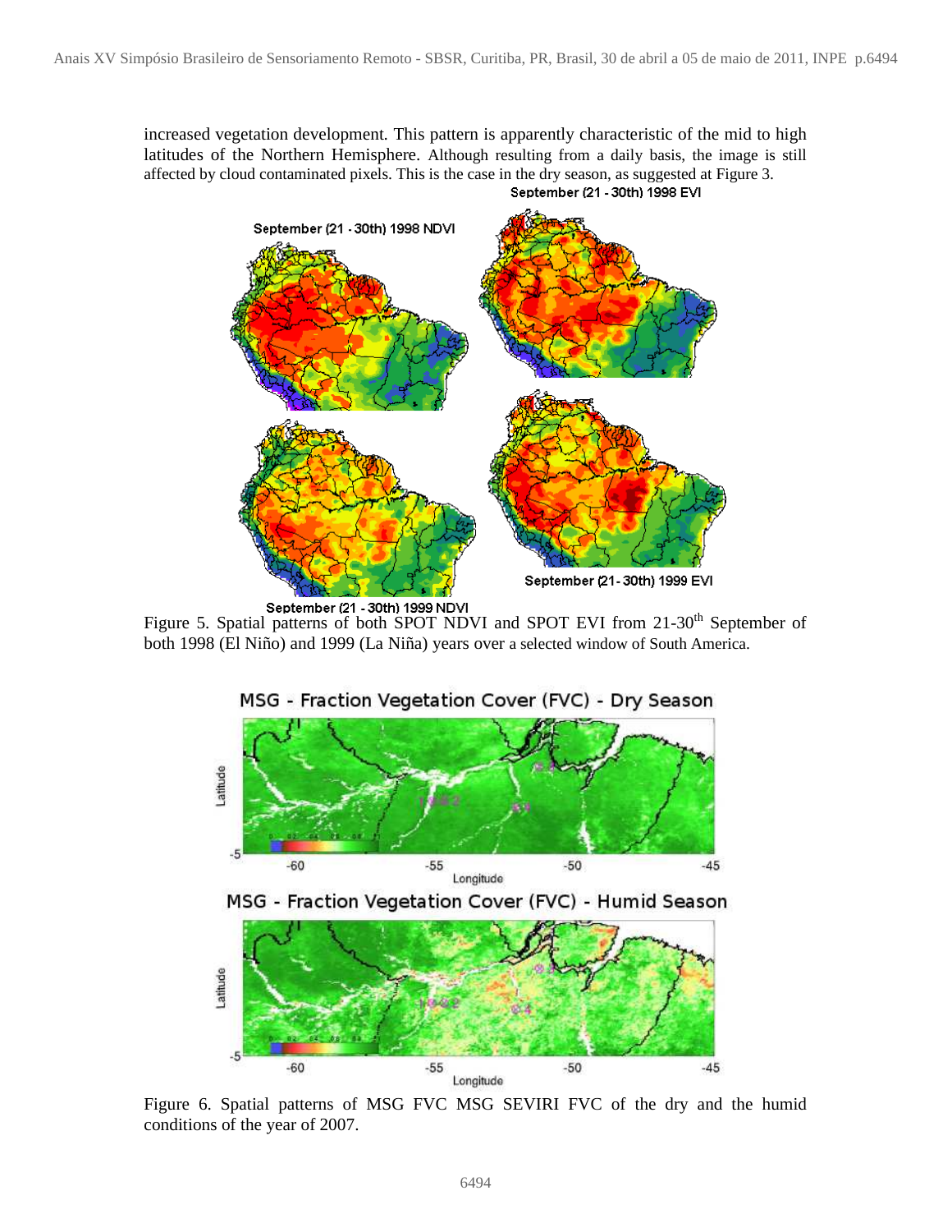increased vegetation development. This pattern is apparently characteristic of the mid to high latitudes of the Northern Hemisphere. Although resulting from a daily basis, the image is still affected by cloud contaminated pixels. This is the case in the dry season, as suggested at Figure 3.

Figure 5. Spatial patterns of both SPOT NDVI and SPOT EVI from 21-30[th] September of both 1998 (El Niño) and 1999 (La Niña) years over a selected window of South America.

Figure 6. Spatial patterns of MSG FVC MSG SEVIRI FVC of the dry and the humid conditions of the year of 2007.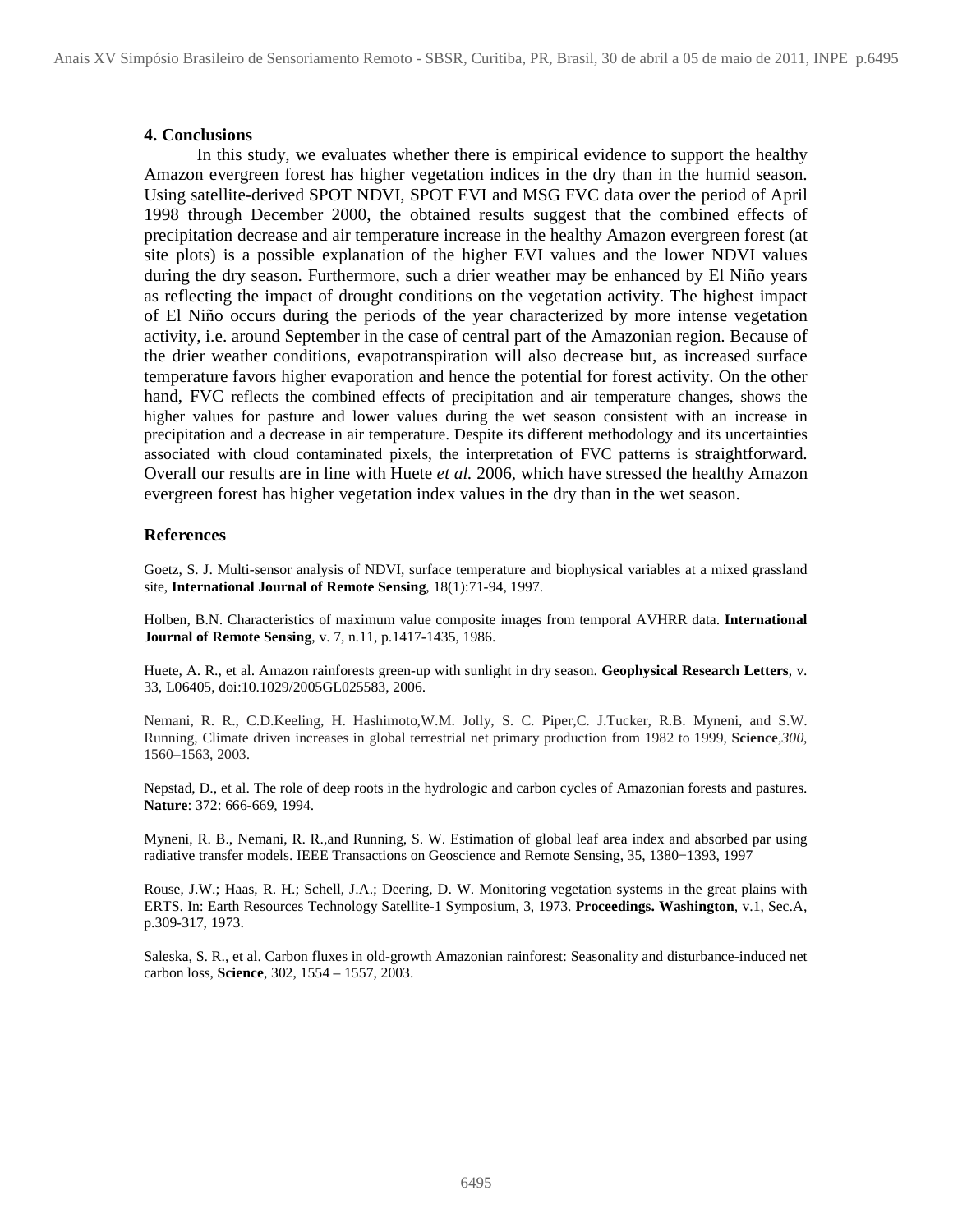## 4. Conclusions

In this study, we evaluates whether there is empirical evidence to support the healthy Amazon evergreen forest has higher vegetation indices in the dry than in the humid season. Using satellite-derived SPOT NDVI, SPOT EVI and MSG FVC data over the period of April 1998 through December 2000, the obtained results suggest that the combined effects of precipitation decrease and air temperature increase in the healthy Amazon evergreen forest (at site plots) is a possible explanation of the higher EVI values and the lower NDVI values during the dry season. Furthermore, such a drier weather may be enhanced by El Niño years as reflecting the impact of drought conditions on the vegetation activity. The highest impact of El Niño occurs during the periods of the year characterized by more intense vegetation activity, i.e. around September in the case of central part of the Amazonian region. Because of the drier weather conditions, evapotranspiration will also decrease but, as increased surface temperature favors higher evaporation and hence the potential for forest activity. On the other hand, FVC reflects the combined effects of precipitation and air temperature changes, shows the higher values for pasture and lower values during the wet season consistent with an increase in precipitation and a decrease in air temperature. Despite its different methodology and its uncertainties associated with cloud contaminated pixels, the interpretation of FVC patterns is straightforward. Overall our results are in line with Huete *et al.* 2006, which have stressed the healthy Amazon evergreen forest has higher vegetation index values in the dry than in the wet season.

## References

Goetz, S. J. Multi-sensor analysis of NDVI, surface temperature and biophysical variables at a mixed grassland site, **International Journal of Remote Sensing**, 18(1):71-94, 1997.

Holben, B.N. Characteristics of maximum value composite images from temporal AVHRR data. **International Journal of Remote Sensing**, v. 7, n.11, p.1417-1435, 1986.

Huete, A. R., et al. Amazon rainforests green-up with sunlight in dry season. **Geophysical Research Letters**, v. 33, L06405, doi:10.1029/2005GL025583, 2006.

Nemani, R. R., C.D.Keeling, H. Hashimoto,W.M. Jolly, S. C. Piper,C. J.Tucker, R.B. Myneni, and S.W. Running, Climate driven increases in global terrestrial net primary production from 1982 to 1999, **Science**,*300*, 1560–1563, 2003.

Nepstad, D., et al. The role of deep roots in the hydrologic and carbon cycles of Amazonian forests and pastures. **Nature**: 372: 666-669, 1994.

Myneni, R. B., Nemani, R. R.,and Running, S. W. Estimation of global leaf area index and absorbed par using radiative transfer models. IEEE Transactions on Geoscience and Remote Sensing, 35, 1380−1393, 1997

Rouse, J.W.; Haas, R. H.; Schell, J.A.; Deering, D. W. Monitoring vegetation systems in the great plains with ERTS. In: Earth Resources Technology Satellite-1 Symposium, 3, 1973. **Proceedings. Washington**, v.1, Sec.A, p.309-317, 1973.

Saleska, S. R., et al. Carbon fluxes in old-growth Amazonian rainforest: Seasonality and disturbance-induced net carbon loss, **Science**, 302, 1554 – 1557, 2003.